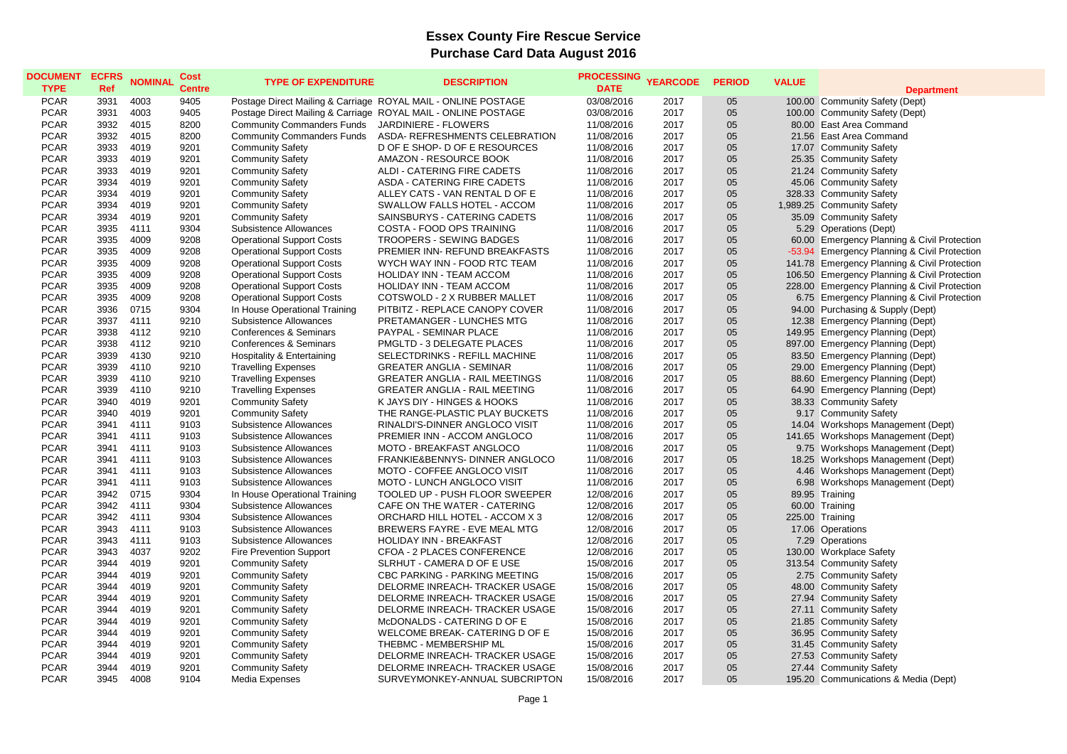# Essex County Fire Rescue Service

## Purchase Card Data August 2016

| DOCUMENT TYPE | ECFRS Ref | NOMINAL | Cost Centre | TYPE OF EXPENDITURE | DESCRIPTION | PROCESSING DATE | YEARCODE | PERIOD | VALUE | Department |
|---|---|---|---|---|---|---|---|---|---|---|
| PCAR | 3931 | 4003 | 9405 | Postage Direct Mailing & Carriage | ROYAL MAIL - ONLINE POSTAGE | 03/08/2016 | 2017 | 05 | 100.00 | Community Safety (Dept) |
| PCAR | 3931 | 4003 | 9405 | Postage Direct Mailing & Carriage | ROYAL MAIL - ONLINE POSTAGE | 03/08/2016 | 2017 | 05 | 100.00 | Community Safety (Dept) |
| PCAR | 3932 | 4015 | 8200 | Community Commanders Funds | JARDINIERE - FLOWERS | 11/08/2016 | 2017 | 05 | 80.00 | East Area Command |
| PCAR | 3932 | 4015 | 8200 | Community Commanders Funds | ASDA- REFRESHMENTS CELEBRATION | 11/08/2016 | 2017 | 05 | 21.56 | East Area Command |
| PCAR | 3933 | 4019 | 9201 | Community Safety | D OF E SHOP- D OF E RESOURCES | 11/08/2016 | 2017 | 05 | 17.07 | Community Safety |
| PCAR | 3933 | 4019 | 9201 | Community Safety | AMAZON - RESOURCE BOOK | 11/08/2016 | 2017 | 05 | 25.35 | Community Safety |
| PCAR | 3933 | 4019 | 9201 | Community Safety | ALDI - CATERING FIRE CADETS | 11/08/2016 | 2017 | 05 | 21.24 | Community Safety |
| PCAR | 3934 | 4019 | 9201 | Community Safety | ASDA - CATERING FIRE CADETS | 11/08/2016 | 2017 | 05 | 45.06 | Community Safety |
| PCAR | 3934 | 4019 | 9201 | Community Safety | ALLEY CATS - VAN RENTAL D OF E | 11/08/2016 | 2017 | 05 | 328.33 | Community Safety |
| PCAR | 3934 | 4019 | 9201 | Community Safety | SWALLOW FALLS HOTEL - ACCOM | 11/08/2016 | 2017 | 05 | 1,989.25 | Community Safety |
| PCAR | 3934 | 4019 | 9201 | Community Safety | SAINSBURYS - CATERING CADETS | 11/08/2016 | 2017 | 05 | 35.09 | Community Safety |
| PCAR | 3935 | 4111 | 9304 | Subsistence Allowances | COSTA - FOOD OPS TRAINING | 11/08/2016 | 2017 | 05 | 5.29 | Operations (Dept) |
| PCAR | 3935 | 4009 | 9208 | Operational Support Costs | TROOPERS - SEWING BADGES | 11/08/2016 | 2017 | 05 | 60.00 | Emergency Planning & Civil Protection |
| PCAR | 3935 | 4009 | 9208 | Operational Support Costs | PREMIER INN- REFUND BREAKFASTS | 11/08/2016 | 2017 | 05 | -53.94 | Emergency Planning & Civil Protection |
| PCAR | 3935 | 4009 | 9208 | Operational Support Costs | WYCH WAY INN - FOOD RTC TEAM | 11/08/2016 | 2017 | 05 | 141.78 | Emergency Planning & Civil Protection |
| PCAR | 3935 | 4009 | 9208 | Operational Support Costs | HOLIDAY INN - TEAM ACCOM | 11/08/2016 | 2017 | 05 | 106.50 | Emergency Planning & Civil Protection |
| PCAR | 3935 | 4009 | 9208 | Operational Support Costs | HOLIDAY INN - TEAM ACCOM | 11/08/2016 | 2017 | 05 | 228.00 | Emergency Planning & Civil Protection |
| PCAR | 3935 | 4009 | 9208 | Operational Support Costs | COTSWOLD - 2 X RUBBER MALLET | 11/08/2016 | 2017 | 05 | 6.75 | Emergency Planning & Civil Protection |
| PCAR | 3936 | 0715 | 9304 | In House Operational Training | PITBITZ - REPLACE CANOPY COVER | 11/08/2016 | 2017 | 05 | 94.00 | Purchasing & Supply (Dept) |
| PCAR | 3937 | 4111 | 9210 | Subsistence Allowances | PRETAMANGER - LUNCHES MTG | 11/08/2016 | 2017 | 05 | 12.38 | Emergency Planning (Dept) |
| PCAR | 3938 | 4112 | 9210 | Conferences & Seminars | PAYPAL - SEMINAR PLACE | 11/08/2016 | 2017 | 05 | 149.95 | Emergency Planning (Dept) |
| PCAR | 3938 | 4112 | 9210 | Conferences & Seminars | PMGLTD - 3 DELEGATE PLACES | 11/08/2016 | 2017 | 05 | 897.00 | Emergency Planning (Dept) |
| PCAR | 3939 | 4130 | 9210 | Hospitality & Entertaining | SELECTDRINKS - REFILL MACHINE | 11/08/2016 | 2017 | 05 | 83.50 | Emergency Planning (Dept) |
| PCAR | 3939 | 4110 | 9210 | Travelling Expenses | GREATER ANGLIA - SEMINAR | 11/08/2016 | 2017 | 05 | 29.00 | Emergency Planning (Dept) |
| PCAR | 3939 | 4110 | 9210 | Travelling Expenses | GREATER ANGLIA - RAIL MEETINGS | 11/08/2016 | 2017 | 05 | 88.60 | Emergency Planning (Dept) |
| PCAR | 3939 | 4110 | 9210 | Travelling Expenses | GREATER ANGLIA - RAIL MEETING | 11/08/2016 | 2017 | 05 | 64.90 | Emergency Planning (Dept) |
| PCAR | 3940 | 4019 | 9201 | Community Safety | K JAYS DIY - HINGES & HOOKS | 11/08/2016 | 2017 | 05 | 38.33 | Community Safety |
| PCAR | 3940 | 4019 | 9201 | Community Safety | THE RANGE-PLASTIC PLAY BUCKETS | 11/08/2016 | 2017 | 05 | 9.17 | Community Safety |
| PCAR | 3941 | 4111 | 9103 | Subsistence Allowances | RINALDI'S-DINNER ANGLOCO VISIT | 11/08/2016 | 2017 | 05 | 14.04 | Workshops Management (Dept) |
| PCAR | 3941 | 4111 | 9103 | Subsistence Allowances | PREMIER INN - ACCOM ANGLOCO | 11/08/2016 | 2017 | 05 | 141.65 | Workshops Management (Dept) |
| PCAR | 3941 | 4111 | 9103 | Subsistence Allowances | MOTO - BREAKFAST ANGLOCO | 11/08/2016 | 2017 | 05 | 9.75 | Workshops Management (Dept) |
| PCAR | 3941 | 4111 | 9103 | Subsistence Allowances | FRANKIE&BENNYS- DINNER ANGLOCO | 11/08/2016 | 2017 | 05 | 18.25 | Workshops Management (Dept) |
| PCAR | 3941 | 4111 | 9103 | Subsistence Allowances | MOTO - COFFEE ANGLOCO VISIT | 11/08/2016 | 2017 | 05 | 4.46 | Workshops Management (Dept) |
| PCAR | 3941 | 4111 | 9103 | Subsistence Allowances | MOTO - LUNCH ANGLOCO VISIT | 11/08/2016 | 2017 | 05 | 6.98 | Workshops Management (Dept) |
| PCAR | 3942 | 0715 | 9304 | In House Operational Training | TOOLED UP - PUSH FLOOR SWEEPER | 12/08/2016 | 2017 | 05 | 89.95 | Training |
| PCAR | 3942 | 4111 | 9304 | Subsistence Allowances | CAFE ON THE WATER - CATERING | 12/08/2016 | 2017 | 05 | 60.00 | Training |
| PCAR | 3942 | 4111 | 9304 | Subsistence Allowances | ORCHARD HILL HOTEL - ACCOM X 3 | 12/08/2016 | 2017 | 05 | 225.00 | Training |
| PCAR | 3943 | 4111 | 9103 | Subsistence Allowances | BREWERS FAYRE - EVE MEAL MTG | 12/08/2016 | 2017 | 05 | 17.06 | Operations |
| PCAR | 3943 | 4111 | 9103 | Subsistence Allowances | HOLIDAY INN - BREAKFAST | 12/08/2016 | 2017 | 05 | 7.29 | Operations |
| PCAR | 3943 | 4037 | 9202 | Fire Prevention Support | CFOA - 2 PLACES CONFERENCE | 12/08/2016 | 2017 | 05 | 130.00 | Workplace Safety |
| PCAR | 3944 | 4019 | 9201 | Community Safety | SLRHUT - CAMERA D OF E USE | 15/08/2016 | 2017 | 05 | 313.54 | Community Safety |
| PCAR | 3944 | 4019 | 9201 | Community Safety | CBC PARKING - PARKING MEETING | 15/08/2016 | 2017 | 05 | 2.75 | Community Safety |
| PCAR | 3944 | 4019 | 9201 | Community Safety | DELORME INREACH- TRACKER USAGE | 15/08/2016 | 2017 | 05 | 48.00 | Community Safety |
| PCAR | 3944 | 4019 | 9201 | Community Safety | DELORME INREACH- TRACKER USAGE | 15/08/2016 | 2017 | 05 | 27.94 | Community Safety |
| PCAR | 3944 | 4019 | 9201 | Community Safety | DELORME INREACH- TRACKER USAGE | 15/08/2016 | 2017 | 05 | 27.11 | Community Safety |
| PCAR | 3944 | 4019 | 9201 | Community Safety | McDONALDS - CATERING D OF E | 15/08/2016 | 2017 | 05 | 21.85 | Community Safety |
| PCAR | 3944 | 4019 | 9201 | Community Safety | WELCOME BREAK- CATERING D OF E | 15/08/2016 | 2017 | 05 | 36.95 | Community Safety |
| PCAR | 3944 | 4019 | 9201 | Community Safety | THEBMC - MEMBERSHIP ML | 15/08/2016 | 2017 | 05 | 31.45 | Community Safety |
| PCAR | 3944 | 4019 | 9201 | Community Safety | DELORME INREACH- TRACKER USAGE | 15/08/2016 | 2017 | 05 | 27.53 | Community Safety |
| PCAR | 3944 | 4019 | 9201 | Community Safety | DELORME INREACH- TRACKER USAGE | 15/08/2016 | 2017 | 05 | 27.44 | Community Safety |
| PCAR | 3945 | 4008 | 9104 | Media Expenses | SURVEYMONKEY-ANNUAL SUBCRIPTON | 15/08/2016 | 2017 | 05 | 195.20 | Communications & Media (Dept) |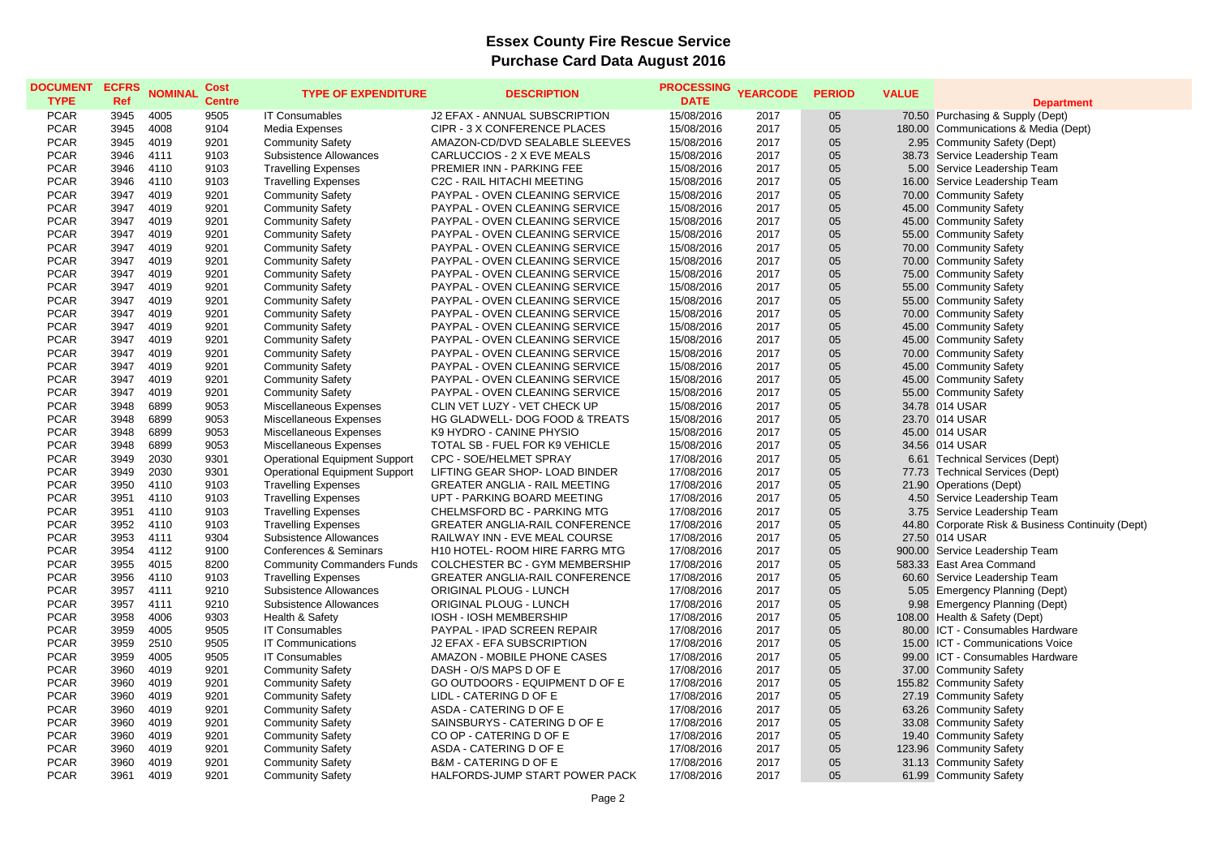# Essex County Fire Rescue Service

## Purchase Card Data August 2016

| DOCUMENT TYPE | ECFRS Ref | NOMINAL | Cost Centre | TYPE OF EXPENDITURE | DESCRIPTION | PROCESSING DATE | YEARCODE | PERIOD | VALUE | Department |
|---|---|---|---|---|---|---|---|---|---|---|
| PCAR | 3945 | 4005 | 9505 | IT Consumables | J2 EFAX - ANNUAL SUBSCRIPTION | 15/08/2016 | 2017 | 05 | 70.50 | Purchasing & Supply (Dept) |
| PCAR | 3945 | 4008 | 9104 | Media Expenses | CIPR - 3 X CONFERENCE PLACES | 15/08/2016 | 2017 | 05 | 180.00 | Communications & Media (Dept) |
| PCAR | 3945 | 4019 | 9201 | Community Safety | AMAZON-CD/DVD SEALABLE SLEEVES | 15/08/2016 | 2017 | 05 | 2.95 | Community Safety (Dept) |
| PCAR | 3946 | 4111 | 9103 | Subsistence Allowances | CARLUCCIOS - 2 X EVE MEALS | 15/08/2016 | 2017 | 05 | 38.73 | Service Leadership Team |
| PCAR | 3946 | 4110 | 9103 | Travelling Expenses | PREMIER INN - PARKING FEE | 15/08/2016 | 2017 | 05 | 5.00 | Service Leadership Team |
| PCAR | 3946 | 4110 | 9103 | Travelling Expenses | C2C - RAIL HITACHI MEETING | 15/08/2016 | 2017 | 05 | 16.00 | Service Leadership Team |
| PCAR | 3947 | 4019 | 9201 | Community Safety | PAYPAL - OVEN CLEANING SERVICE | 15/08/2016 | 2017 | 05 | 70.00 | Community Safety |
| PCAR | 3947 | 4019 | 9201 | Community Safety | PAYPAL - OVEN CLEANING SERVICE | 15/08/2016 | 2017 | 05 | 45.00 | Community Safety |
| PCAR | 3947 | 4019 | 9201 | Community Safety | PAYPAL - OVEN CLEANING SERVICE | 15/08/2016 | 2017 | 05 | 45.00 | Community Safety |
| PCAR | 3947 | 4019 | 9201 | Community Safety | PAYPAL - OVEN CLEANING SERVICE | 15/08/2016 | 2017 | 05 | 55.00 | Community Safety |
| PCAR | 3947 | 4019 | 9201 | Community Safety | PAYPAL - OVEN CLEANING SERVICE | 15/08/2016 | 2017 | 05 | 70.00 | Community Safety |
| PCAR | 3947 | 4019 | 9201 | Community Safety | PAYPAL - OVEN CLEANING SERVICE | 15/08/2016 | 2017 | 05 | 70.00 | Community Safety |
| PCAR | 3947 | 4019 | 9201 | Community Safety | PAYPAL - OVEN CLEANING SERVICE | 15/08/2016 | 2017 | 05 | 75.00 | Community Safety |
| PCAR | 3947 | 4019 | 9201 | Community Safety | PAYPAL - OVEN CLEANING SERVICE | 15/08/2016 | 2017 | 05 | 55.00 | Community Safety |
| PCAR | 3947 | 4019 | 9201 | Community Safety | PAYPAL - OVEN CLEANING SERVICE | 15/08/2016 | 2017 | 05 | 55.00 | Community Safety |
| PCAR | 3947 | 4019 | 9201 | Community Safety | PAYPAL - OVEN CLEANING SERVICE | 15/08/2016 | 2017 | 05 | 70.00 | Community Safety |
| PCAR | 3947 | 4019 | 9201 | Community Safety | PAYPAL - OVEN CLEANING SERVICE | 15/08/2016 | 2017 | 05 | 45.00 | Community Safety |
| PCAR | 3947 | 4019 | 9201 | Community Safety | PAYPAL - OVEN CLEANING SERVICE | 15/08/2016 | 2017 | 05 | 45.00 | Community Safety |
| PCAR | 3947 | 4019 | 9201 | Community Safety | PAYPAL - OVEN CLEANING SERVICE | 15/08/2016 | 2017 | 05 | 70.00 | Community Safety |
| PCAR | 3947 | 4019 | 9201 | Community Safety | PAYPAL - OVEN CLEANING SERVICE | 15/08/2016 | 2017 | 05 | 45.00 | Community Safety |
| PCAR | 3947 | 4019 | 9201 | Community Safety | PAYPAL - OVEN CLEANING SERVICE | 15/08/2016 | 2017 | 05 | 45.00 | Community Safety |
| PCAR | 3947 | 4019 | 9201 | Community Safety | PAYPAL - OVEN CLEANING SERVICE | 15/08/2016 | 2017 | 05 | 55.00 | Community Safety |
| PCAR | 3948 | 6899 | 9053 | Miscellaneous Expenses | CLIN VET LUZY - VET CHECK UP | 15/08/2016 | 2017 | 05 | 34.78 | 014 USAR |
| PCAR | 3948 | 6899 | 9053 | Miscellaneous Expenses | HG GLADWELL- DOG FOOD & TREATS | 15/08/2016 | 2017 | 05 | 23.70 | 014 USAR |
| PCAR | 3948 | 6899 | 9053 | Miscellaneous Expenses | K9 HYDRO - CANINE PHYSIO | 15/08/2016 | 2017 | 05 | 45.00 | 014 USAR |
| PCAR | 3948 | 6899 | 9053 | Miscellaneous Expenses | TOTAL SB - FUEL FOR K9 VEHICLE | 15/08/2016 | 2017 | 05 | 34.56 | 014 USAR |
| PCAR | 3949 | 2030 | 9301 | Operational Equipment Support | CPC - SOE/HELMET SPRAY | 17/08/2016 | 2017 | 05 | 6.61 | Technical Services (Dept) |
| PCAR | 3949 | 2030 | 9301 | Operational Equipment Support | LIFTING GEAR SHOP- LOAD BINDER | 17/08/2016 | 2017 | 05 | 77.73 | Technical Services (Dept) |
| PCAR | 3950 | 4110 | 9103 | Travelling Expenses | GREATER ANGLIA - RAIL MEETING | 17/08/2016 | 2017 | 05 | 21.90 | Operations (Dept) |
| PCAR | 3951 | 4110 | 9103 | Travelling Expenses | UPT - PARKING BOARD MEETING | 17/08/2016 | 2017 | 05 | 4.50 | Service Leadership Team |
| PCAR | 3951 | 4110 | 9103 | Travelling Expenses | CHELMSFORD BC - PARKING MTG | 17/08/2016 | 2017 | 05 | 3.75 | Service Leadership Team |
| PCAR | 3952 | 4110 | 9103 | Travelling Expenses | GREATER ANGLIA-RAIL CONFERENCE | 17/08/2016 | 2017 | 05 | 44.80 | Corporate Risk & Business Continuity (Dept) |
| PCAR | 3953 | 4111 | 9304 | Subsistence Allowances | RAILWAY INN - EVE MEAL COURSE | 17/08/2016 | 2017 | 05 | 27.50 | 014 USAR |
| PCAR | 3954 | 4112 | 9100 | Conferences & Seminars | H10 HOTEL- ROOM HIRE FARRG MTG | 17/08/2016 | 2017 | 05 | 900.00 | Service Leadership Team |
| PCAR | 3955 | 4015 | 8200 | Community Commanders Funds | COLCHESTER BC - GYM MEMBERSHIP | 17/08/2016 | 2017 | 05 | 583.33 | East Area Command |
| PCAR | 3956 | 4110 | 9103 | Travelling Expenses | GREATER ANGLIA-RAIL CONFERENCE | 17/08/2016 | 2017 | 05 | 60.60 | Service Leadership Team |
| PCAR | 3957 | 4111 | 9210 | Subsistence Allowances | ORIGINAL PLOUG - LUNCH | 17/08/2016 | 2017 | 05 | 5.05 | Emergency Planning (Dept) |
| PCAR | 3957 | 4111 | 9210 | Subsistence Allowances | ORIGINAL PLOUG - LUNCH | 17/08/2016 | 2017 | 05 | 9.98 | Emergency Planning (Dept) |
| PCAR | 3958 | 4006 | 9303 | Health & Safety | IOSH - IOSH MEMBERSHIP | 17/08/2016 | 2017 | 05 | 108.00 | Health & Safety (Dept) |
| PCAR | 3959 | 4005 | 9505 | IT Consumables | PAYPAL - IPAD SCREEN REPAIR | 17/08/2016 | 2017 | 05 | 80.00 | ICT - Consumables Hardware |
| PCAR | 3959 | 2510 | 9505 | IT Communications | J2 EFAX - EFA SUBSCRIPTION | 17/08/2016 | 2017 | 05 | 15.00 | ICT - Communications Voice |
| PCAR | 3959 | 4005 | 9505 | IT Consumables | AMAZON - MOBILE PHONE CASES | 17/08/2016 | 2017 | 05 | 99.00 | ICT - Consumables Hardware |
| PCAR | 3960 | 4019 | 9201 | Community Safety | DASH - O/S MAPS D OF E | 17/08/2016 | 2017 | 05 | 37.00 | Community Safety |
| PCAR | 3960 | 4019 | 9201 | Community Safety | GO OUTDOORS - EQUIPMENT D OF E | 17/08/2016 | 2017 | 05 | 155.82 | Community Safety |
| PCAR | 3960 | 4019 | 9201 | Community Safety | LIDL - CATERING D OF E | 17/08/2016 | 2017 | 05 | 27.19 | Community Safety |
| PCAR | 3960 | 4019 | 9201 | Community Safety | ASDA - CATERING D OF E | 17/08/2016 | 2017 | 05 | 63.26 | Community Safety |
| PCAR | 3960 | 4019 | 9201 | Community Safety | SAINSBURYS - CATERING D OF E | 17/08/2016 | 2017 | 05 | 33.08 | Community Safety |
| PCAR | 3960 | 4019 | 9201 | Community Safety | CO OP - CATERING D OF E | 17/08/2016 | 2017 | 05 | 19.40 | Community Safety |
| PCAR | 3960 | 4019 | 9201 | Community Safety | ASDA - CATERING D OF E | 17/08/2016 | 2017 | 05 | 123.96 | Community Safety |
| PCAR | 3960 | 4019 | 9201 | Community Safety | B&M - CATERING D OF E | 17/08/2016 | 2017 | 05 | 31.13 | Community Safety |
| PCAR | 3961 | 4019 | 9201 | Community Safety | HALFORDS-JUMP START POWER PACK | 17/08/2016 | 2017 | 05 | 61.99 | Community Safety |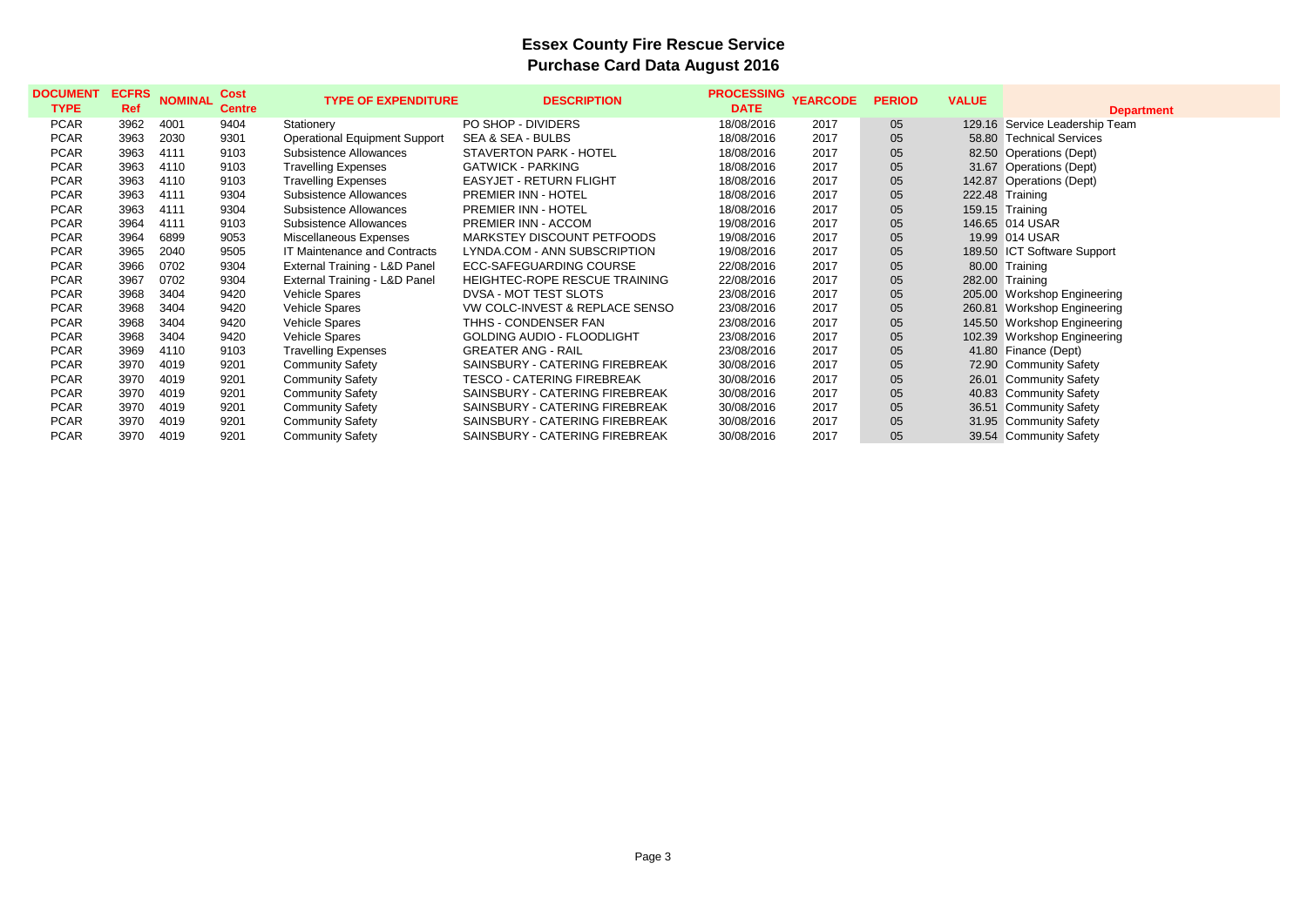# Essex County Fire Rescue Service
## Purchase Card Data August 2016

| DOCUMENT TYPE | ECFRS Ref | NOMINAL | Cost Centre | TYPE OF EXPENDITURE | DESCRIPTION | PROCESSING DATE | YEARCODE | PERIOD | VALUE | Department |
|---|---|---|---|---|---|---|---|---|---|---|
| PCAR | 3962 | 4001 | 9404 | Stationery | PO SHOP - DIVIDERS | 18/08/2016 | 2017 | 05 | 129.16 | Service Leadership Team |
| PCAR | 3963 | 2030 | 9301 | Operational Equipment Support | SEA & SEA - BULBS | 18/08/2016 | 2017 | 05 | 58.80 | Technical Services |
| PCAR | 3963 | 4111 | 9103 | Subsistence Allowances | STAVERTON PARK - HOTEL | 18/08/2016 | 2017 | 05 | 82.50 | Operations (Dept) |
| PCAR | 3963 | 4110 | 9103 | Travelling Expenses | GATWICK - PARKING | 18/08/2016 | 2017 | 05 | 31.67 | Operations (Dept) |
| PCAR | 3963 | 4110 | 9103 | Travelling Expenses | EASYJET - RETURN FLIGHT | 18/08/2016 | 2017 | 05 | 142.87 | Operations (Dept) |
| PCAR | 3963 | 4111 | 9304 | Subsistence Allowances | PREMIER INN - HOTEL | 18/08/2016 | 2017 | 05 | 222.48 | Training |
| PCAR | 3963 | 4111 | 9304 | Subsistence Allowances | PREMIER INN - HOTEL | 18/08/2016 | 2017 | 05 | 159.15 | Training |
| PCAR | 3964 | 4111 | 9103 | Subsistence Allowances | PREMIER INN - ACCOM | 19/08/2016 | 2017 | 05 | 146.65 | 014 USAR |
| PCAR | 3964 | 6899 | 9053 | Miscellaneous Expenses | MARKSTEY DISCOUNT PETFOODS | 19/08/2016 | 2017 | 05 | 19.99 | 014 USAR |
| PCAR | 3965 | 2040 | 9505 | IT Maintenance and Contracts | LYNDA.COM - ANN SUBSCRIPTION | 19/08/2016 | 2017 | 05 | 189.50 | ICT Software Support |
| PCAR | 3966 | 0702 | 9304 | External Training - L&D Panel | ECC-SAFEGUARDING COURSE | 22/08/2016 | 2017 | 05 | 80.00 | Training |
| PCAR | 3967 | 0702 | 9304 | External Training - L&D Panel | HEIGHTEC-ROPE RESCUE TRAINING | 22/08/2016 | 2017 | 05 | 282.00 | Training |
| PCAR | 3968 | 3404 | 9420 | Vehicle Spares | DVSA - MOT TEST SLOTS | 23/08/2016 | 2017 | 05 | 205.00 | Workshop Engineering |
| PCAR | 3968 | 3404 | 9420 | Vehicle Spares | VW COLC-INVEST & REPLACE SENSO | 23/08/2016 | 2017 | 05 | 260.81 | Workshop Engineering |
| PCAR | 3968 | 3404 | 9420 | Vehicle Spares | THHS - CONDENSER FAN | 23/08/2016 | 2017 | 05 | 145.50 | Workshop Engineering |
| PCAR | 3968 | 3404 | 9420 | Vehicle Spares | GOLDING AUDIO - FLOODLIGHT | 23/08/2016 | 2017 | 05 | 102.39 | Workshop Engineering |
| PCAR | 3969 | 4110 | 9103 | Travelling Expenses | GREATER ANG - RAIL | 23/08/2016 | 2017 | 05 | 41.80 | Finance (Dept) |
| PCAR | 3970 | 4019 | 9201 | Community Safety | SAINSBURY - CATERING FIREBREAK | 30/08/2016 | 2017 | 05 | 72.90 | Community Safety |
| PCAR | 3970 | 4019 | 9201 | Community Safety | TESCO - CATERING FIREBREAK | 30/08/2016 | 2017 | 05 | 26.01 | Community Safety |
| PCAR | 3970 | 4019 | 9201 | Community Safety | SAINSBURY - CATERING FIREBREAK | 30/08/2016 | 2017 | 05 | 40.83 | Community Safety |
| PCAR | 3970 | 4019 | 9201 | Community Safety | SAINSBURY - CATERING FIREBREAK | 30/08/2016 | 2017 | 05 | 36.51 | Community Safety |
| PCAR | 3970 | 4019 | 9201 | Community Safety | SAINSBURY - CATERING FIREBREAK | 30/08/2016 | 2017 | 05 | 31.95 | Community Safety |
| PCAR | 3970 | 4019 | 9201 | Community Safety | SAINSBURY - CATERING FIREBREAK | 30/08/2016 | 2017 | 05 | 39.54 | Community Safety |